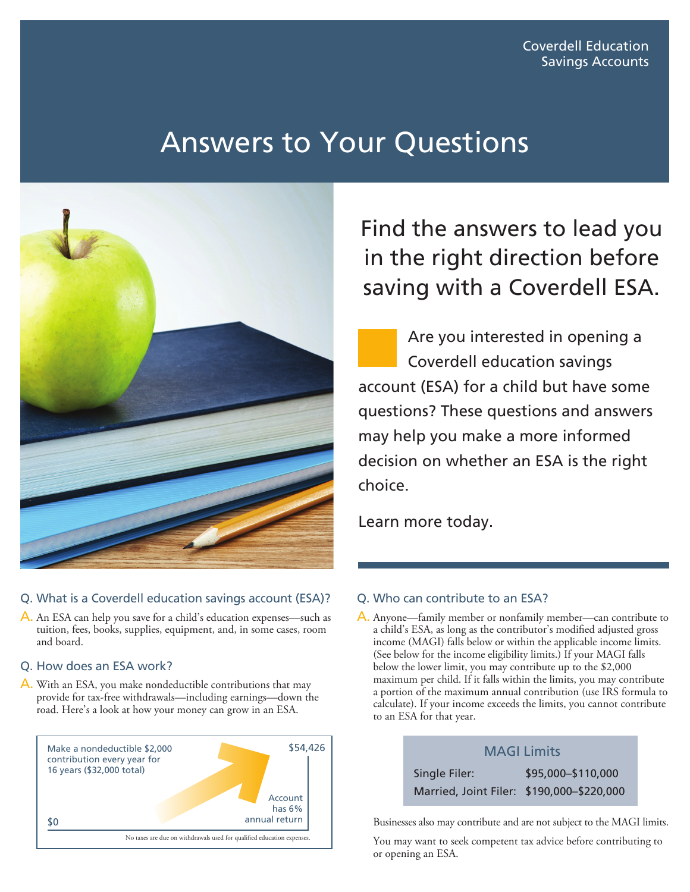Coverdell Education Savings Accounts

# Answers to Your Questions

## Find the answers to lead you in the right direction before saving with a Coverdell ESA.

Are you interested in opening a Coverdell education savings account (ESA) for a child but have some questions? These questions and answers may help you make a more informed decision on whether an ESA is the right choice.

Learn more today.

### Q. What is a Coverdell education savings account (ESA)?

A. An ESA can help you save for a child's education expenses—such as tuition, fees, books, supplies, equipment, and, in some cases, room and board.

### Q. How does an ESA work?

A. With an ESA, you make nondeductible contributions that may provide for tax-free withdrawals—including earnings—down the road. Here's a look at how your money can grow in an ESA.

Make a nondeductible $2,000 contribution every year for 16 years ($32,000 total)

$0

$54,426

Account has 6% annual return

No taxes are due on withdrawals used for qualified education expenses.

### Q. Who can contribute to an ESA?

A. Anyone—family member or nonfamily member—can contribute to a child's ESA, as long as the contributor's modified adjusted gross income (MAGI) falls below or within the applicable income limits. (See below for the income eligibility limits.) If your MAGI falls below the lower limit, you may contribute up to the $2,000 maximum per child. If it falls within the limits, you may contribute a portion of the maximum annual contribution (use IRS formula to calculate). If your income exceeds the limits, you cannot contribute to an ESA for that year.

| MAGI Limits | |
|---|---|
| Single Filer: | $95,000–$110,000 |
| Married, Joint Filer: | $190,000–$220,000 |

Businesses also may contribute and are not subject to the MAGI limits.

You may want to seek competent tax advice before contributing to or opening an ESA.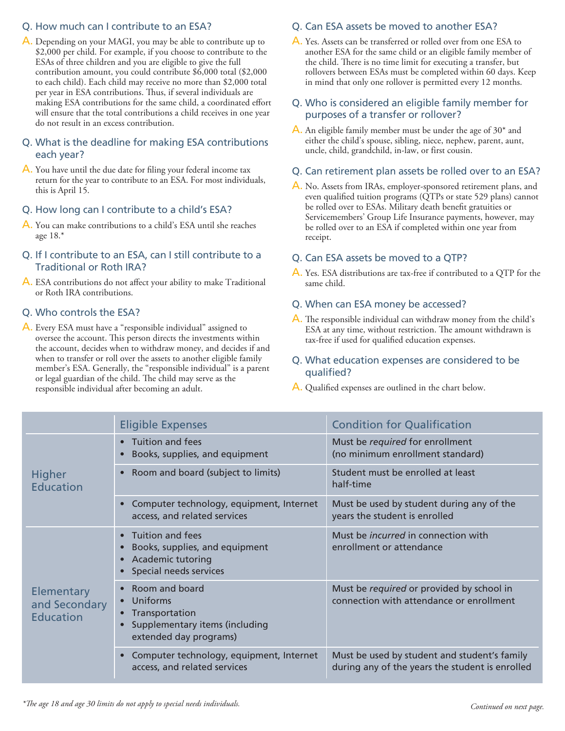### Q. How much can I contribute to an ESA?

A. Depending on your MAGI, you may be able to contribute up to $2,000 per child. For example, if you choose to contribute to the ESAs of three children and you are eligible to give the full contribution amount, you could contribute $6,000 total ($2,000 to each child). Each child may receive no more than $2,000 total per year in ESA contributions. Thus, if several individuals are making ESA contributions for the same child, a coordinated effort will ensure that the total contributions a child receives in one year do not result in an excess contribution.

### Q. What is the deadline for making ESA contributions each year?

A. You have until the due date for filing your federal income tax return for the year to contribute to an ESA. For most individuals, this is April 15.

### Q. How long can I contribute to a child's ESA?

A. You can make contributions to a child's ESA until she reaches age 18.*

### Q. If I contribute to an ESA, can I still contribute to a Traditional or Roth IRA?

A. ESA contributions do not affect your ability to make Traditional or Roth IRA contributions.

### Q. Who controls the ESA?

A. Every ESA must have a "responsible individual" assigned to oversee the account. This person directs the investments within the account, decides when to withdraw money, and decides if and when to transfer or roll over the assets to another eligible family member's ESA. Generally, the "responsible individual" is a parent or legal guardian of the child. The child may serve as the responsible individual after becoming an adult.

### Q. Can ESA assets be moved to another ESA?

A. Yes. Assets can be transferred or rolled over from one ESA to another ESA for the same child or an eligible family member of the child. There is no time limit for executing a transfer, but rollovers between ESAs must be completed within 60 days. Keep in mind that only one rollover is permitted every 12 months.

### Q. Who is considered an eligible family member for purposes of a transfer or rollover?

A. An eligible family member must be under the age of 30* and either the child's spouse, sibling, niece, nephew, parent, aunt, uncle, child, grandchild, in-law, or first cousin.

### Q. Can retirement plan assets be rolled over to an ESA?

A. No. Assets from IRAs, employer-sponsored retirement plans, and even qualified tuition programs (QTPs or state 529 plans) cannot be rolled over to ESAs. Military death benefit gratuities or Servicemembers' Group Life Insurance payments, however, may be rolled over to an ESA if completed within one year from receipt.

### Q. Can ESA assets be moved to a QTP?

A. Yes. ESA distributions are tax-free if contributed to a QTP for the same child.

### Q. When can ESA money be accessed?

A. The responsible individual can withdraw money from the child's ESA at any time, without restriction. The amount withdrawn is tax-free if used for qualified education expenses.

### Q. What education expenses are considered to be qualified?

A. Qualified expenses are outlined in the chart below.

| | Eligible Expenses | Condition for Qualification |
|---|---|---|
| Higher Education | • Tuition and fees<br>• Books, supplies, and equipment | Must be *required* for enrollment (no minimum enrollment standard) |
| | • Room and board (subject to limits) | Student must be enrolled at least half-time |
| | • Computer technology, equipment, Internet access, and related services | Must be used by student during any of the years the student is enrolled |
| Elementary and Secondary Education | • Tuition and fees<br>• Books, supplies, and equipment<br>• Academic tutoring<br>• Special needs services | Must be *incurred* in connection with enrollment or attendance |
| | • Room and board<br>• Uniforms<br>• Transportation<br>• Supplementary items (including extended day programs) | Must be *required* or provided by school in connection with attendance or enrollment |
| | • Computer technology, equipment, Internet access, and related services | Must be used by student and student's family during any of the years the student is enrolled |

*The age 18 and age 30 limits do not apply to special needs individuals.*

*Continued on next page.*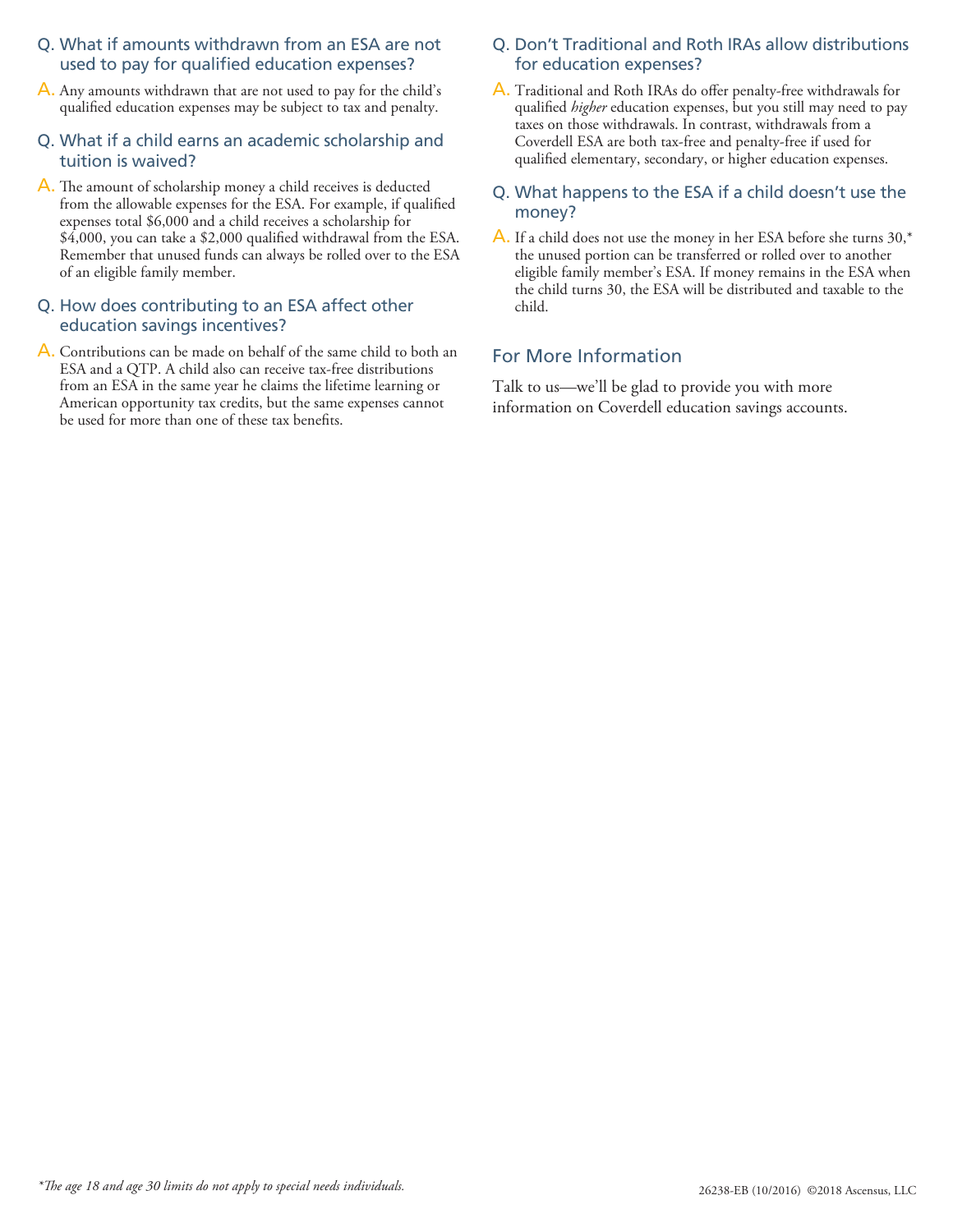**Q. What if amounts withdrawn from an ESA are not used to pay for qualified education expenses?**

**A.** Any amounts withdrawn that are not used to pay for the child's qualified education expenses may be subject to tax and penalty.

**Q. What if a child earns an academic scholarship and tuition is waived?**

**A.** The amount of scholarship money a child receives is deducted from the allowable expenses for the ESA. For example, if qualified expenses total $6,000 and a child receives a scholarship for $4,000, you can take a $2,000 qualified withdrawal from the ESA. Remember that unused funds can always be rolled over to the ESA of an eligible family member.

**Q. How does contributing to an ESA affect other education savings incentives?**

**A.** Contributions can be made on behalf of the same child to both an ESA and a QTP. A child also can receive tax-free distributions from an ESA in the same year he claims the lifetime learning or American opportunity tax credits, but the same expenses cannot be used for more than one of these tax benefits.

**Q. Don't Traditional and Roth IRAs allow distributions for education expenses?**

**A.** Traditional and Roth IRAs do offer penalty-free withdrawals for qualified *higher* education expenses, but you still may need to pay taxes on those withdrawals. In contrast, withdrawals from a Coverdell ESA are both tax-free and penalty-free if used for qualified elementary, secondary, or higher education expenses.

**Q. What happens to the ESA if a child doesn't use the money?**

**A.** If a child does not use the money in her ESA before she turns 30,* the unused portion can be transferred or rolled over to another eligible family member's ESA. If money remains in the ESA when the child turns 30, the ESA will be distributed and taxable to the child.

## For More Information

Talk to us—we'll be glad to provide you with more information on Coverdell education savings accounts.

*\*The age 18 and age 30 limits do not apply to special needs individuals.*

26238-EB (10/2016) ©2018 Ascensus, LLC